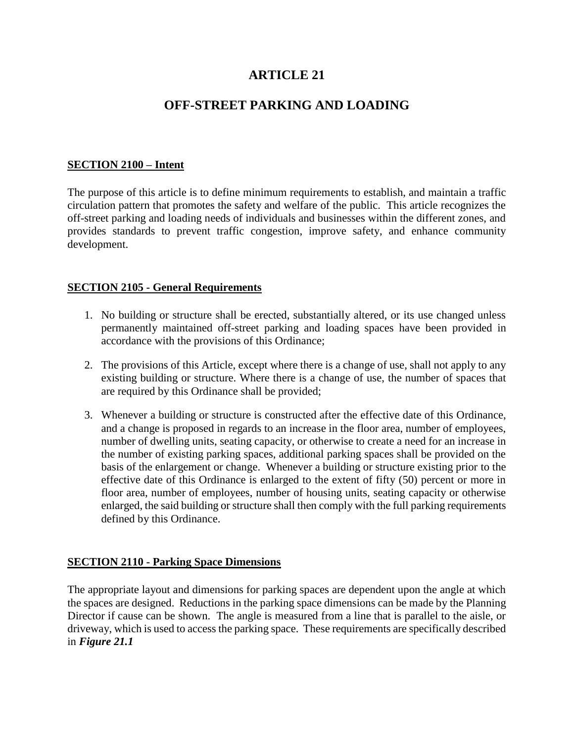# ARTICLE 21

# OFF-STREET PARKING AND LOADING

## SECTION 2100 – Intent

The purpose of this article is to define minimum requirements to establish, and maintain a traffic circulation pattern that promotes the safety and welfare of the public. This article recognizes the off-street parking and loading needs of individuals and businesses within the different zones, and provides standards to prevent traffic congestion, improve safety, and enhance community development.

## SECTION 2105 - General Requirements

1. No building or structure shall be erected, substantially altered, or its use changed unless permanently maintained off-street parking and loading spaces have been provided in accordance with the provisions of this Ordinance;

2. The provisions of this Article, except where there is a change of use, shall not apply to any existing building or structure. Where there is a change of use, the number of spaces that are required by this Ordinance shall be provided;

3. Whenever a building or structure is constructed after the effective date of this Ordinance, and a change is proposed in regards to an increase in the floor area, number of employees, number of dwelling units, seating capacity, or otherwise to create a need for an increase in the number of existing parking spaces, additional parking spaces shall be provided on the basis of the enlargement or change. Whenever a building or structure existing prior to the effective date of this Ordinance is enlarged to the extent of fifty (50) percent or more in floor area, number of employees, number of housing units, seating capacity or otherwise enlarged, the said building or structure shall then comply with the full parking requirements defined by this Ordinance.

## SECTION 2110 - Parking Space Dimensions

The appropriate layout and dimensions for parking spaces are dependent upon the angle at which the spaces are designed. Reductions in the parking space dimensions can be made by the Planning Director if cause can be shown. The angle is measured from a line that is parallel to the aisle, or driveway, which is used to access the parking space. These requirements are specifically described in ***Figure 21.1***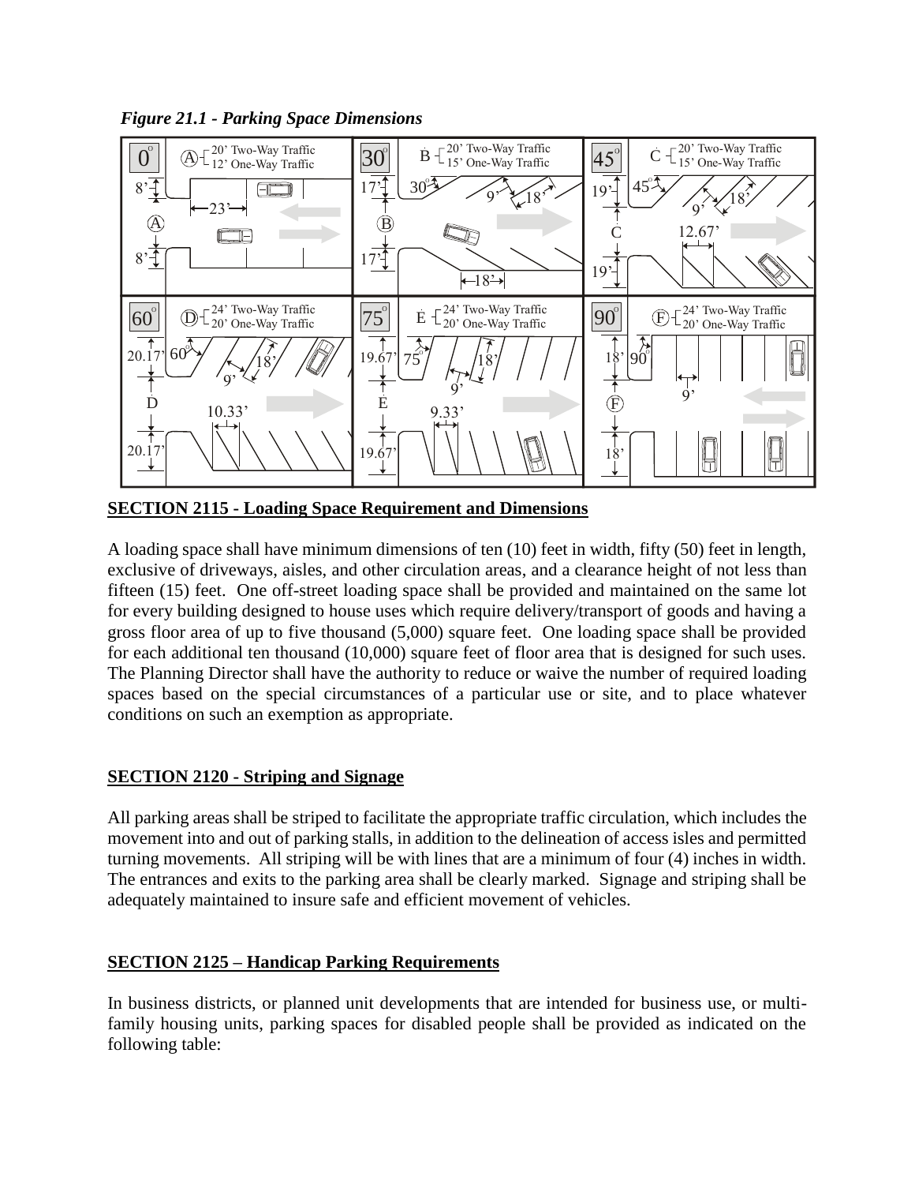*Figure 21.1 - Parking Space Dimensions*

## SECTION 2115 - Loading Space Requirement and Dimensions

A loading space shall have minimum dimensions of ten (10) feet in width, fifty (50) feet in length, exclusive of driveways, aisles, and other circulation areas, and a clearance height of not less than fifteen (15) feet. One off-street loading space shall be provided and maintained on the same lot for every building designed to house uses which require delivery/transport of goods and having a gross floor area of up to five thousand (5,000) square feet. One loading space shall be provided for each additional ten thousand (10,000) square feet of floor area that is designed for such uses. The Planning Director shall have the authority to reduce or waive the number of required loading spaces based on the special circumstances of a particular use or site, and to place whatever conditions on such an exemption as appropriate.

## SECTION 2120 - Striping and Signage

All parking areas shall be striped to facilitate the appropriate traffic circulation, which includes the movement into and out of parking stalls, in addition to the delineation of access isles and permitted turning movements. All striping will be with lines that are a minimum of four (4) inches in width. The entrances and exits to the parking area shall be clearly marked. Signage and striping shall be adequately maintained to insure safe and efficient movement of vehicles.

## SECTION 2125 – Handicap Parking Requirements

In business districts, or planned unit developments that are intended for business use, or multi-family housing units, parking spaces for disabled people shall be provided as indicated on the following table: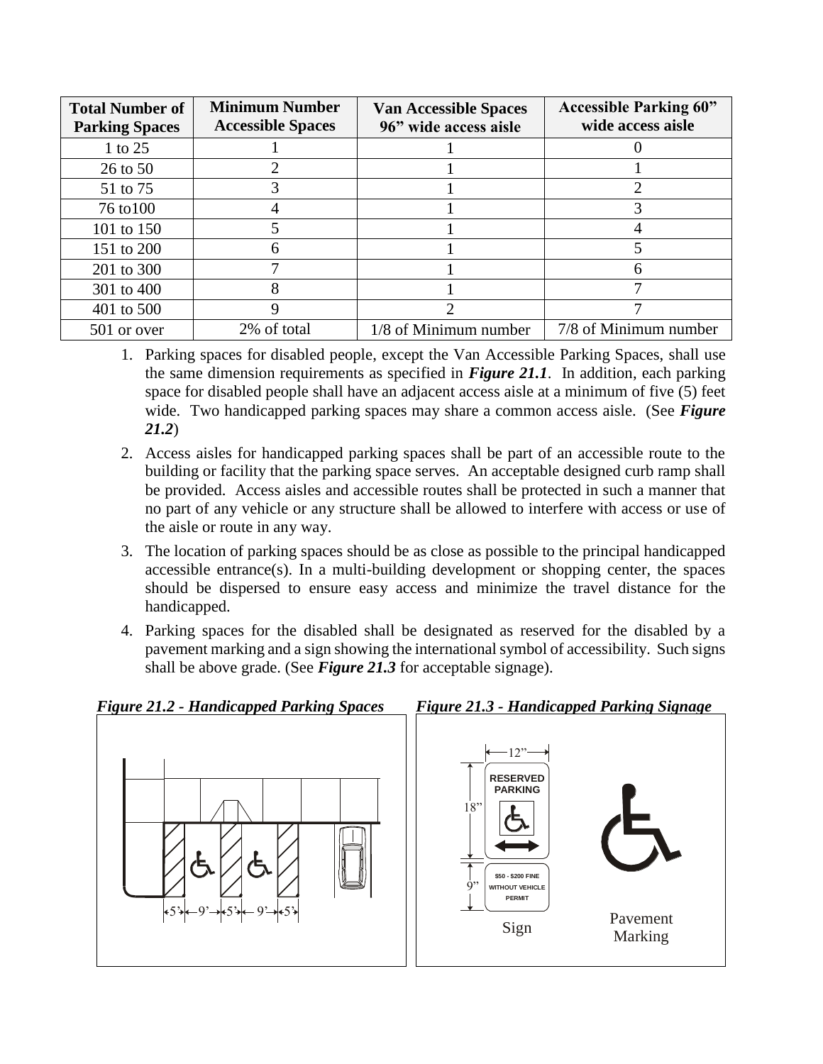| Total Number of Parking Spaces | Minimum Number Accessible Spaces | Van Accessible Spaces 96" wide access aisle | Accessible Parking 60" wide access aisle |
|---|---|---|---|
| 1 to 25 | 1 | 1 | 0 |
| 26 to 50 | 2 | 1 | 1 |
| 51 to 75 | 3 | 1 | 2 |
| 76 to100 | 4 | 1 | 3 |
| 101 to 150 | 5 | 1 | 4 |
| 151 to 200 | 6 | 1 | 5 |
| 201 to 300 | 7 | 1 | 6 |
| 301 to 400 | 8 | 1 | 7 |
| 401 to 500 | 9 | 2 | 7 |
| 501 or over | 2% of total | 1/8 of Minimum number | 7/8 of Minimum number |

1. Parking spaces for disabled people, except the Van Accessible Parking Spaces, shall use the same dimension requirements as specified in ***Figure 21.1***. In addition, each parking space for disabled people shall have an adjacent access aisle at a minimum of five (5) feet wide. Two handicapped parking spaces may share a common access aisle. (See ***Figure 21.2***)
2. Access aisles for handicapped parking spaces shall be part of an accessible route to the building or facility that the parking space serves. An acceptable designed curb ramp shall be provided. Access aisles and accessible routes shall be protected in such a manner that no part of any vehicle or any structure shall be allowed to interfere with access or use of the aisle or route in any way.
3. The location of parking spaces should be as close as possible to the principal handicapped accessible entrance(s). In a multi-building development or shopping center, the spaces should be dispersed to ensure easy access and minimize the travel distance for the handicapped.
4. Parking spaces for the disabled shall be designated as reserved for the disabled by a pavement marking and a sign showing the international symbol of accessibility. Such signs shall be above grade. (See ***Figure 21.3*** for acceptable signage).

***Figure 21.2 - Handicapped Parking Spaces***

5' 9' 5' 9' 5'

***Figure 21.3 - Handicapped Parking Signage***

12" 18" 9"

RESERVED PARKING

$50 - $200 FINE WITHOUT VEHICLE PERMIT

Sign

Pavement Marking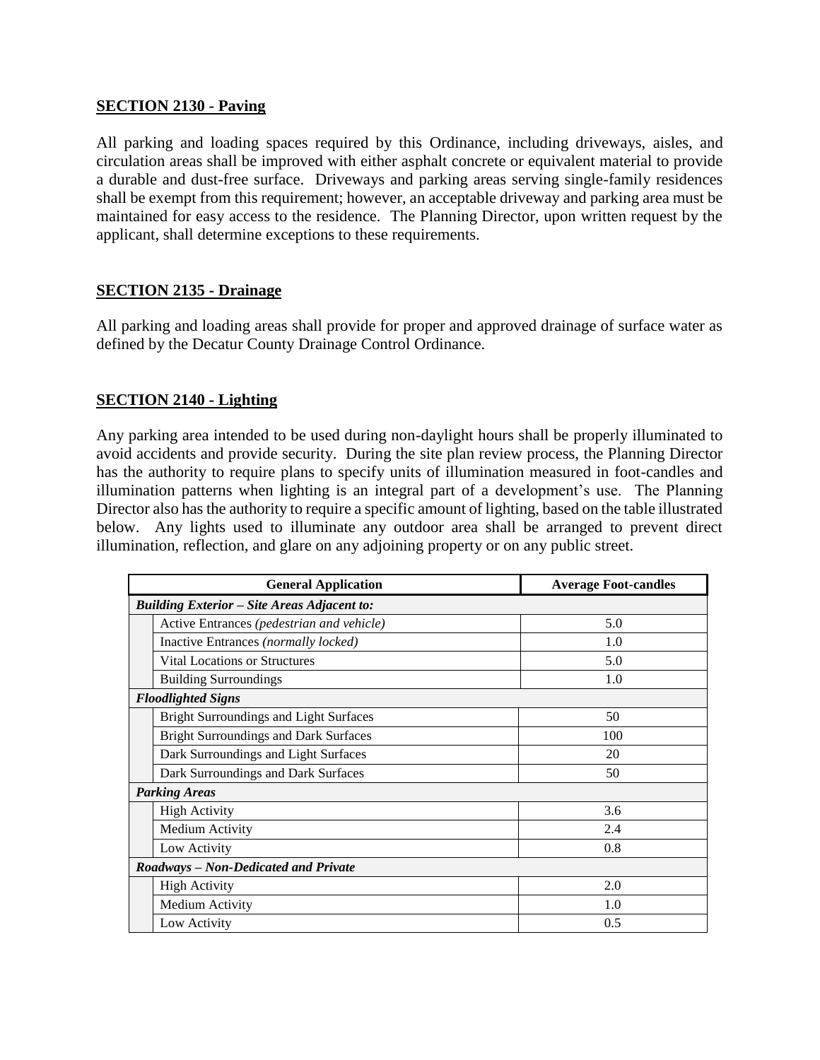## SECTION 2130 - Paving

All parking and loading spaces required by this Ordinance, including driveways, aisles, and circulation areas shall be improved with either asphalt concrete or equivalent material to provide a durable and dust-free surface. Driveways and parking areas serving single-family residences shall be exempt from this requirement; however, an acceptable driveway and parking area must be maintained for easy access to the residence. The Planning Director, upon written request by the applicant, shall determine exceptions to these requirements.

## SECTION 2135 - Drainage

All parking and loading areas shall provide for proper and approved drainage of surface water as defined by the Decatur County Drainage Control Ordinance.

## SECTION 2140 - Lighting

Any parking area intended to be used during non-daylight hours shall be properly illuminated to avoid accidents and provide security. During the site plan review process, the Planning Director has the authority to require plans to specify units of illumination measured in foot-candles and illumination patterns when lighting is an integral part of a development's use. The Planning Director also has the authority to require a specific amount of lighting, based on the table illustrated below. Any lights used to illuminate any outdoor area shall be arranged to prevent direct illumination, reflection, and glare on any adjoining property or on any public street.

| General Application | Average Foot-candles |
|---|---|
| ***Building Exterior – Site Areas Adjacent to:*** | |
| Active Entrances *(pedestrian and vehicle)* | 5.0 |
| Inactive Entrances *(normally locked)* | 1.0 |
| Vital Locations or Structures | 5.0 |
| Building Surroundings | 1.0 |
| ***Floodlighted Signs*** | |
| Bright Surroundings and Light Surfaces | 50 |
| Bright Surroundings and Dark Surfaces | 100 |
| Dark Surroundings and Light Surfaces | 20 |
| Dark Surroundings and Dark Surfaces | 50 |
| ***Parking Areas*** | |
| High Activity | 3.6 |
| Medium Activity | 2.4 |
| Low Activity | 0.8 |
| ***Roadways – Non-Dedicated and Private*** | |
| High Activity | 2.0 |
| Medium Activity | 1.0 |
| Low Activity | 0.5 |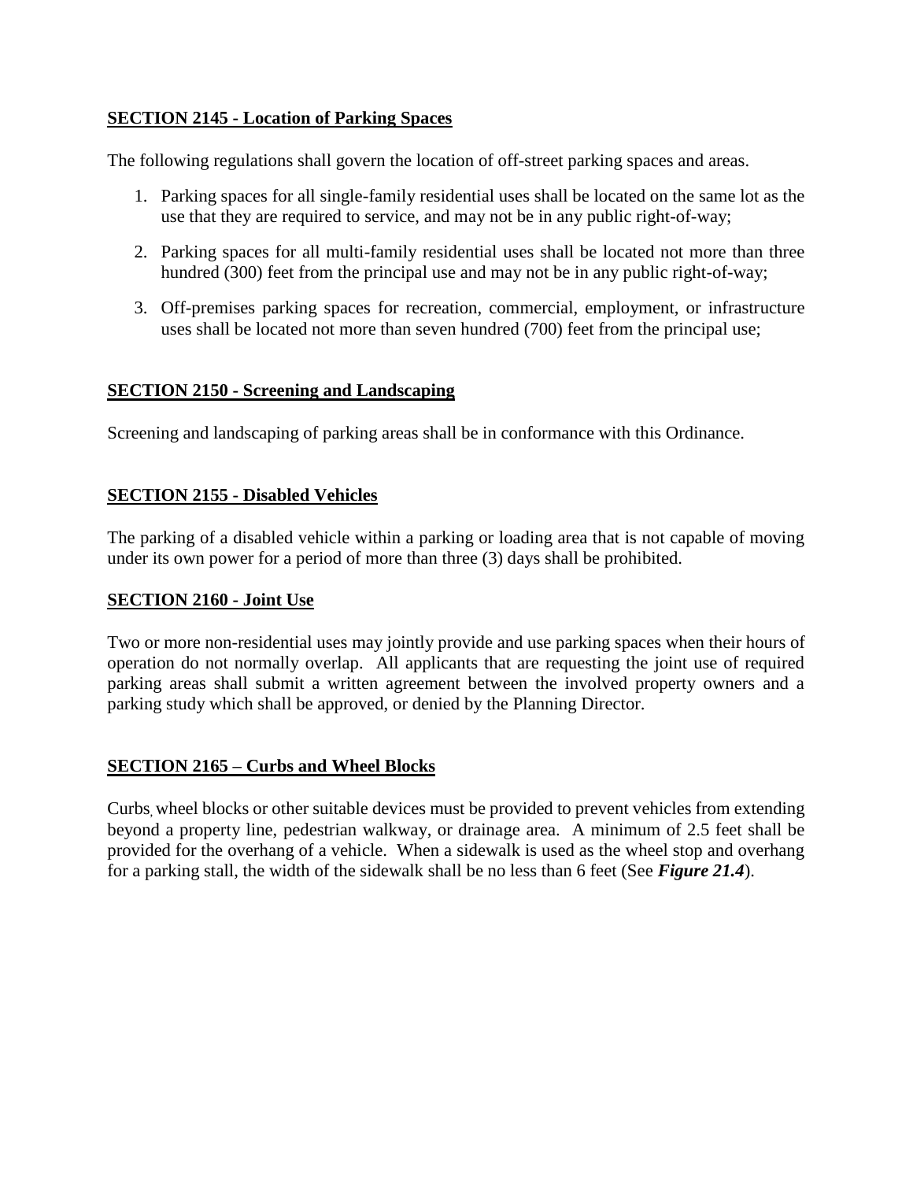## SECTION 2145 - Location of Parking Spaces

The following regulations shall govern the location of off-street parking spaces and areas.

1. Parking spaces for all single-family residential uses shall be located on the same lot as the use that they are required to service, and may not be in any public right-of-way;
2. Parking spaces for all multi-family residential uses shall be located not more than three hundred (300) feet from the principal use and may not be in any public right-of-way;
3. Off-premises parking spaces for recreation, commercial, employment, or infrastructure uses shall be located not more than seven hundred (700) feet from the principal use;

## SECTION 2150 - Screening and Landscaping

Screening and landscaping of parking areas shall be in conformance with this Ordinance.

## SECTION 2155 - Disabled Vehicles

The parking of a disabled vehicle within a parking or loading area that is not capable of moving under its own power for a period of more than three (3) days shall be prohibited.

## SECTION 2160 - Joint Use

Two or more non-residential uses may jointly provide and use parking spaces when their hours of operation do not normally overlap. All applicants that are requesting the joint use of required parking areas shall submit a written agreement between the involved property owners and a parking study which shall be approved, or denied by the Planning Director.

## SECTION 2165 – Curbs and Wheel Blocks

Curbs, wheel blocks or other suitable devices must be provided to prevent vehicles from extending beyond a property line, pedestrian walkway, or drainage area. A minimum of 2.5 feet shall be provided for the overhang of a vehicle. When a sidewalk is used as the wheel stop and overhang for a parking stall, the width of the sidewalk shall be no less than 6 feet (See ***Figure 21.4***).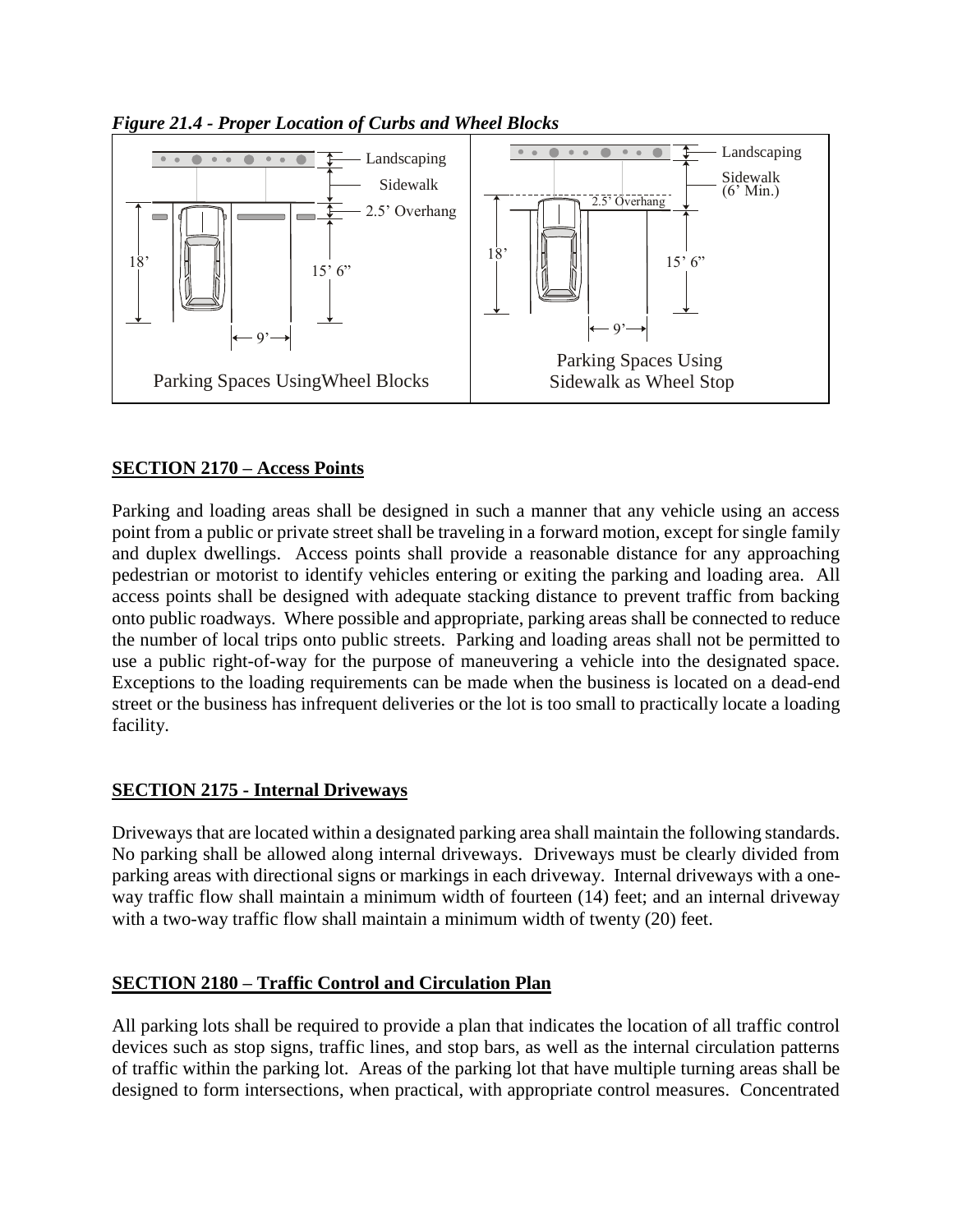*Figure 21.4 - Proper Location of Curbs and Wheel Blocks*

Landscaping
Sidewalk
2.5' Overhang
18'
15' 6"
9'
Parking Spaces UsingWheel Blocks

Landscaping
Sidewalk (6' Min.)
2.5' Overhang
18'
15' 6"
9'
Parking Spaces Using Sidewalk as Wheel Stop

**SECTION 2170 – Access Points**

Parking and loading areas shall be designed in such a manner that any vehicle using an access point from a public or private street shall be traveling in a forward motion, except for single family and duplex dwellings. Access points shall provide a reasonable distance for any approaching pedestrian or motorist to identify vehicles entering or exiting the parking and loading area. All access points shall be designed with adequate stacking distance to prevent traffic from backing onto public roadways. Where possible and appropriate, parking areas shall be connected to reduce the number of local trips onto public streets. Parking and loading areas shall not be permitted to use a public right-of-way for the purpose of maneuvering a vehicle into the designated space. Exceptions to the loading requirements can be made when the business is located on a dead-end street or the business has infrequent deliveries or the lot is too small to practically locate a loading facility.

**SECTION 2175 - Internal Driveways**

Driveways that are located within a designated parking area shall maintain the following standards. No parking shall be allowed along internal driveways. Driveways must be clearly divided from parking areas with directional signs or markings in each driveway. Internal driveways with a one-way traffic flow shall maintain a minimum width of fourteen (14) feet; and an internal driveway with a two-way traffic flow shall maintain a minimum width of twenty (20) feet.

**SECTION 2180 – Traffic Control and Circulation Plan**

All parking lots shall be required to provide a plan that indicates the location of all traffic control devices such as stop signs, traffic lines, and stop bars, as well as the internal circulation patterns of traffic within the parking lot. Areas of the parking lot that have multiple turning areas shall be designed to form intersections, when practical, with appropriate control measures. Concentrated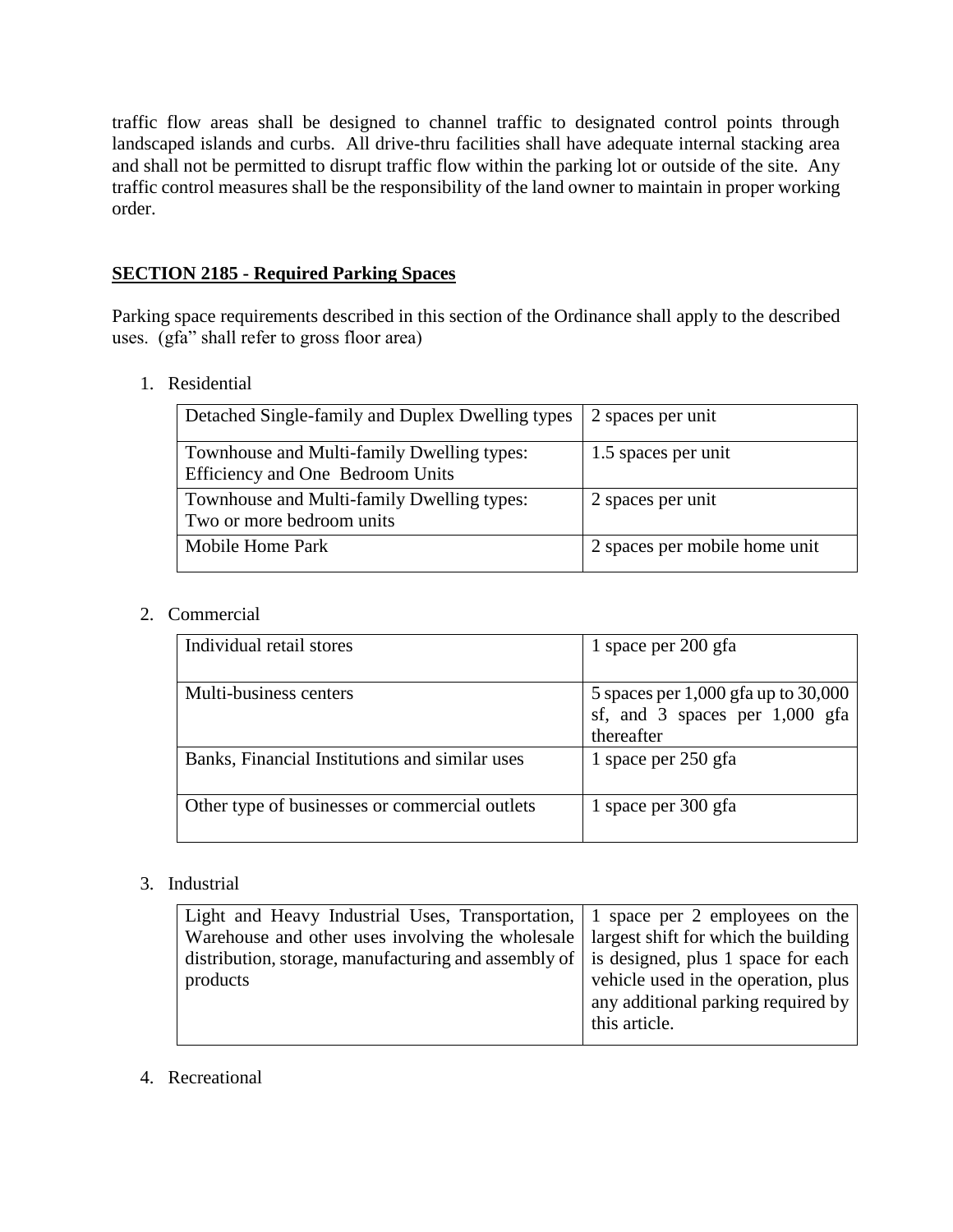traffic flow areas shall be designed to channel traffic to designated control points through landscaped islands and curbs. All drive-thru facilities shall have adequate internal stacking area and shall not be permitted to disrupt traffic flow within the parking lot or outside of the site. Any traffic control measures shall be the responsibility of the land owner to maintain in proper working order.

## SECTION 2185 - Required Parking Spaces

Parking space requirements described in this section of the Ordinance shall apply to the described uses. (gfa" shall refer to gross floor area)

1. Residential

| Detached Single-family and Duplex Dwelling types | 2 spaces per unit |
|---|---|
| Townhouse and Multi-family Dwelling types: Efficiency and One Bedroom Units | 1.5 spaces per unit |
| Townhouse and Multi-family Dwelling types: Two or more bedroom units | 2 spaces per unit |
| Mobile Home Park | 2 spaces per mobile home unit |

2. Commercial

| Individual retail stores | 1 space per 200 gfa |
|---|---|
| Multi-business centers | 5 spaces per 1,000 gfa up to 30,000 sf, and 3 spaces per 1,000 gfa thereafter |
| Banks, Financial Institutions and similar uses | 1 space per 250 gfa |
| Other type of businesses or commercial outlets | 1 space per 300 gfa |

3. Industrial

| Light and Heavy Industrial Uses, Transportation, Warehouse and other uses involving the wholesale distribution, storage, manufacturing and assembly of products | 1 space per 2 employees on the largest shift for which the building is designed, plus 1 space for each vehicle used in the operation, plus any additional parking required by this article. |
|---|---|

4. Recreational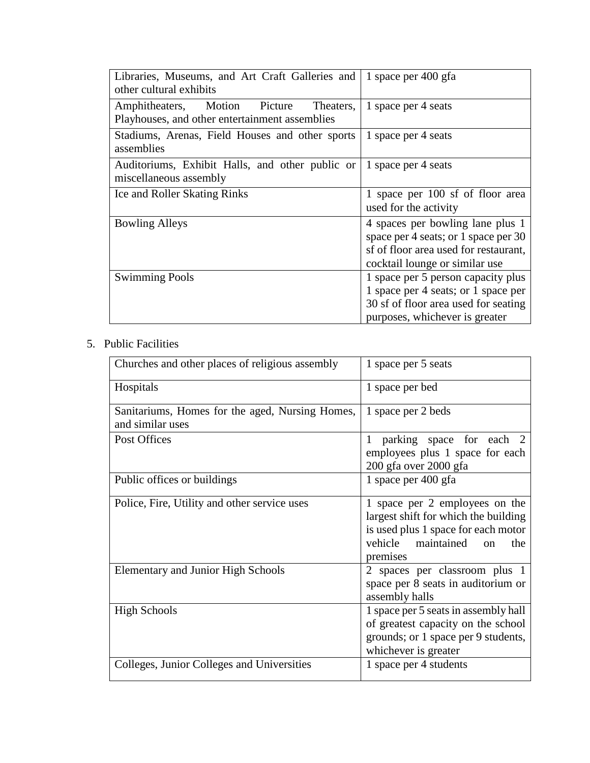| | |
|---|---|
| Libraries, Museums, and Art Craft Galleries and other cultural exhibits | 1 space per 400 gfa |
| Amphitheaters, Motion Picture Theaters, Playhouses, and other entertainment assemblies | 1 space per 4 seats |
| Stadiums, Arenas, Field Houses and other sports assemblies | 1 space per 4 seats |
| Auditoriums, Exhibit Halls, and other public or miscellaneous assembly | 1 space per 4 seats |
| Ice and Roller Skating Rinks | 1 space per 100 sf of floor area used for the activity |
| Bowling Alleys | 4 spaces per bowling lane plus 1 space per 4 seats; or 1 space per 30 sf of floor area used for restaurant, cocktail lounge or similar use |
| Swimming Pools | 1 space per 5 person capacity plus 1 space per 4 seats; or 1 space per 30 sf of floor area used for seating purposes, whichever is greater |

5. Public Facilities

| | |
|---|---|
| Churches and other places of religious assembly | 1 space per 5 seats |
| Hospitals | 1 space per bed |
| Sanitariums, Homes for the aged, Nursing Homes, and similar uses | 1 space per 2 beds |
| Post Offices | 1 parking space for each 2 employees plus 1 space for each 200 gfa over 2000 gfa |
| Public offices or buildings | 1 space per 400 gfa |
| Police, Fire, Utility and other service uses | 1 space per 2 employees on the largest shift for which the building is used plus 1 space for each motor vehicle maintained on the premises |
| Elementary and Junior High Schools | 2 spaces per classroom plus 1 space per 8 seats in auditorium or assembly halls |
| High Schools | 1 space per 5 seats in assembly hall of greatest capacity on the school grounds; or 1 space per 9 students, whichever is greater |
| Colleges, Junior Colleges and Universities | 1 space per 4 students |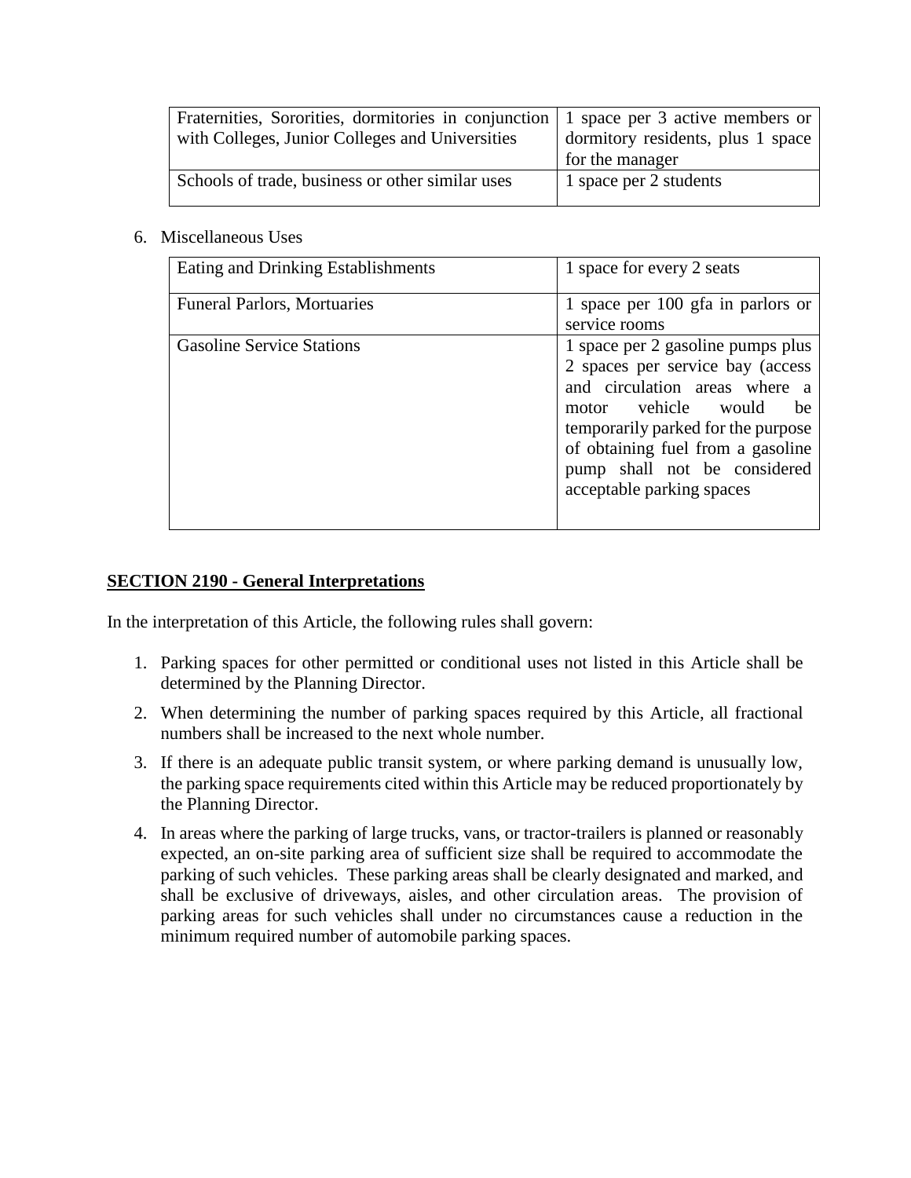| | |
|---|---|
| Fraternities, Sororities, dormitories in conjunction with Colleges, Junior Colleges and Universities | 1 space per 3 active members or dormitory residents, plus 1 space for the manager |
| Schools of trade, business or other similar uses | 1 space per 2 students |

6. Miscellaneous Uses

| | |
|---|---|
| Eating and Drinking Establishments | 1 space for every 2 seats |
| Funeral Parlors, Mortuaries | 1 space per 100 gfa in parlors or service rooms |
| Gasoline Service Stations | 1 space per 2 gasoline pumps plus 2 spaces per service bay (access and circulation areas where a motor vehicle would be temporarily parked for the purpose of obtaining fuel from a gasoline pump shall not be considered acceptable parking spaces |

## SECTION 2190 - General Interpretations

In the interpretation of this Article, the following rules shall govern:

1. Parking spaces for other permitted or conditional uses not listed in this Article shall be determined by the Planning Director.
2. When determining the number of parking spaces required by this Article, all fractional numbers shall be increased to the next whole number.
3. If there is an adequate public transit system, or where parking demand is unusually low, the parking space requirements cited within this Article may be reduced proportionately by the Planning Director.
4. In areas where the parking of large trucks, vans, or tractor-trailers is planned or reasonably expected, an on-site parking area of sufficient size shall be required to accommodate the parking of such vehicles. These parking areas shall be clearly designated and marked, and shall be exclusive of driveways, aisles, and other circulation areas. The provision of parking areas for such vehicles shall under no circumstances cause a reduction in the minimum required number of automobile parking spaces.